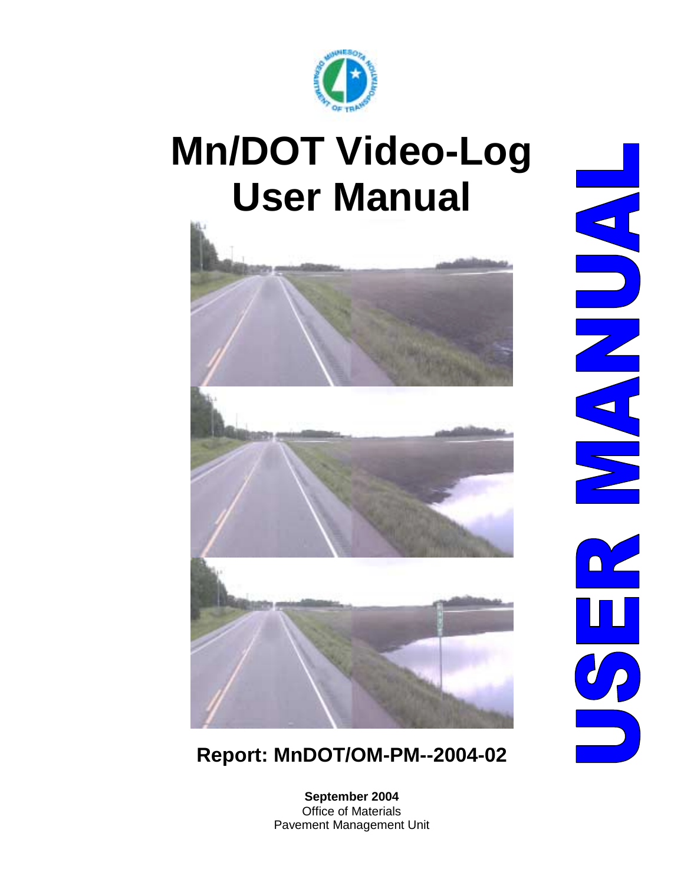# Mn/DOT Video-Log User Manual

USER MANUAL

**Report: MnDOT/OM-PM--2004-02**

**September 2004**
Office of Materials
Pavement Management Unit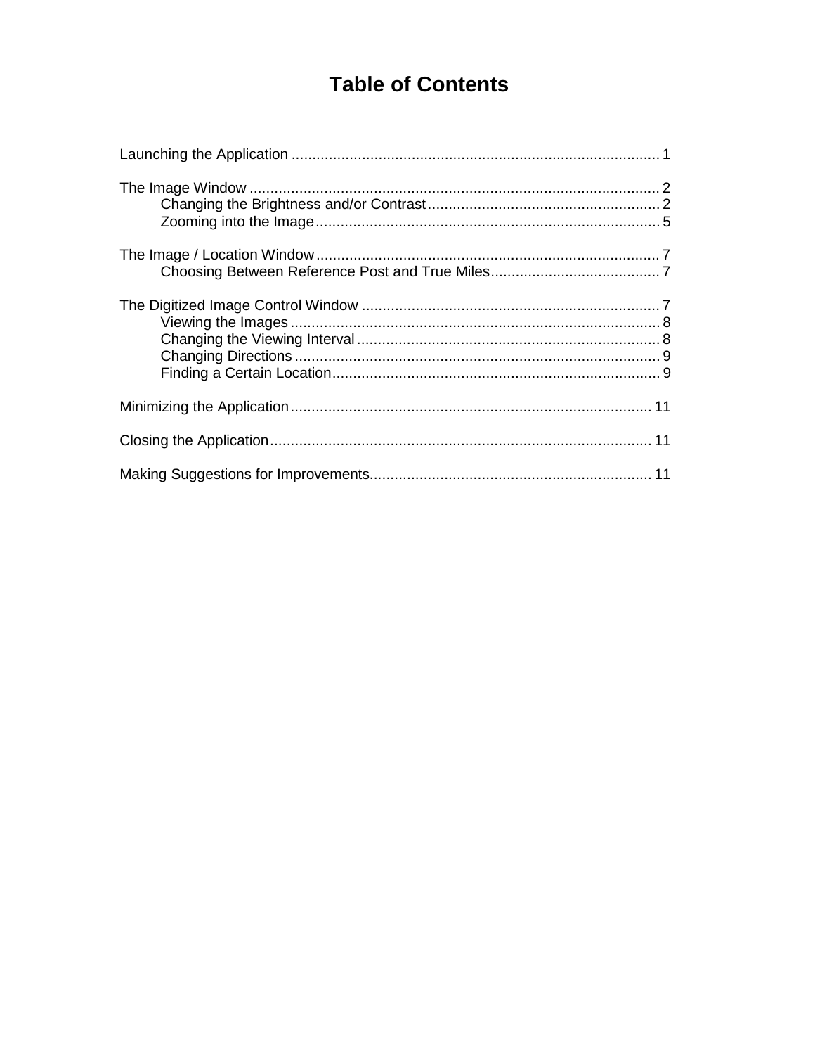# Table of Contents

Launching the Application ........................................................................................ 1

The Image Window .................................................................................................. 2
  Changing the Brightness and/or Contrast ....................................................... 2
  Zooming into the Image .................................................................................. 5

The Image / Location Window .................................................................................. 7
  Choosing Between Reference Post and True Miles ......................................... 7

The Digitized Image Control Window ....................................................................... 7
  Viewing the Images ......................................................................................... 8
  Changing the Viewing Interval ......................................................................... 8
  Changing Directions ........................................................................................ 9
  Finding a Certain Location ............................................................................... 9

Minimizing the Application ...................................................................................... 11

Closing the Application ........................................................................................... 11

Making Suggestions for Improvements ................................................................... 11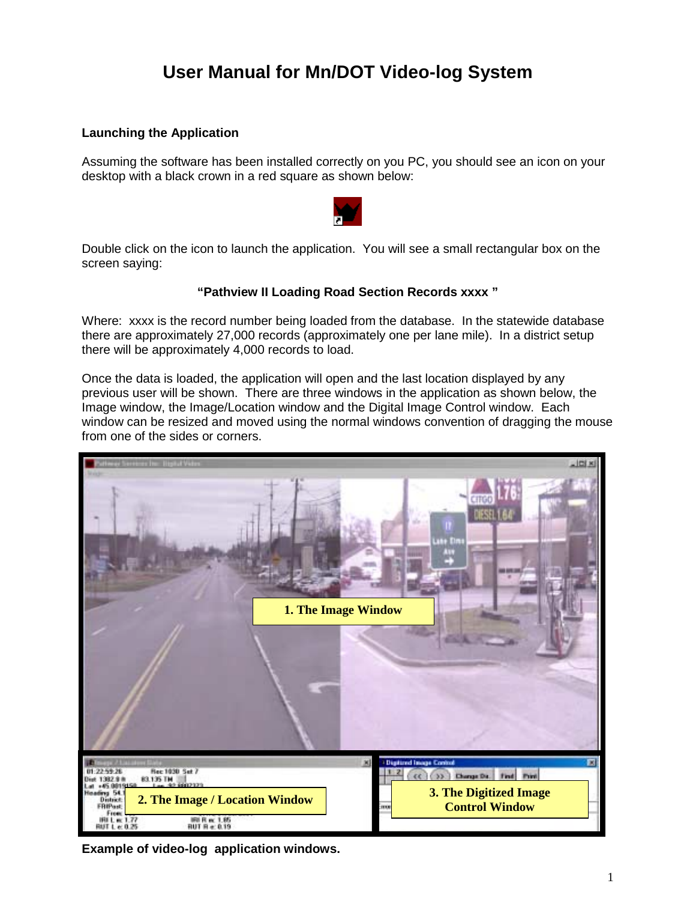# User Manual for Mn/DOT Video-log System

### Launching the Application

Assuming the software has been installed correctly on you PC, you should see an icon on your desktop with a black crown in a red square as shown below:

Double click on the icon to launch the application. You will see a small rectangular box on the screen saying:

**"Pathview II Loading Road Section Records xxxx "**

Where: xxxx is the record number being loaded from the database. In the statewide database there are approximately 27,000 records (approximately one per lane mile). In a district setup there will be approximately 4,000 records to load.

Once the data is loaded, the application will open and the last location displayed by any previous user will be shown. There are three windows in the application as shown below, the Image window, the Image/Location window and the Digital Image Control window. Each window can be resized and moved using the normal windows convention of dragging the mouse from one of the sides or corners.

**Example of video-log application windows.**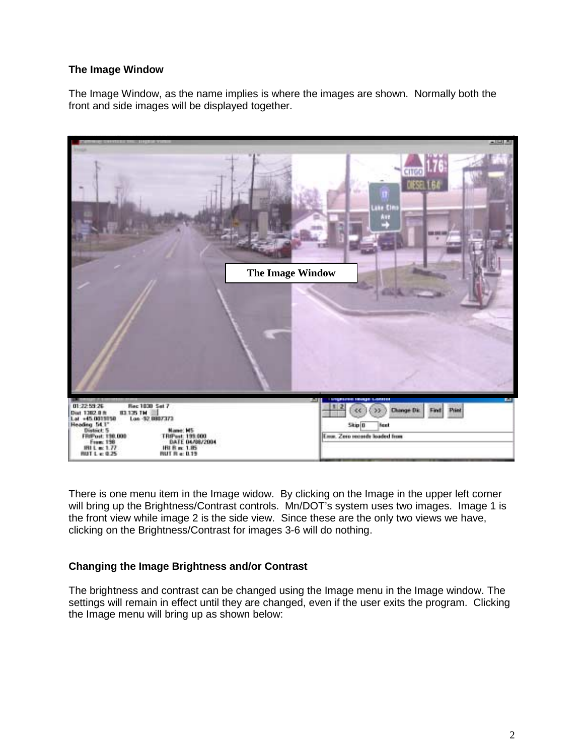### The Image Window

The Image Window, as the name implies is where the images are shown.  Normally both the front and side images will be displayed together.

There is one menu item in the Image widow.  By clicking on the Image in the upper left corner will bring up the Brightness/Contrast controls.  Mn/DOT's system uses two images.  Image 1 is the front view while image 2 is the side view.  Since these are the only two views we have, clicking on the Brightness/Contrast for images 3-6 will do nothing.

### Changing the Image Brightness and/or Contrast

The brightness and contrast can be changed using the Image menu in the Image window. The settings will remain in effect until they are changed, even if the user exits the program.  Clicking the Image menu will bring up as shown below: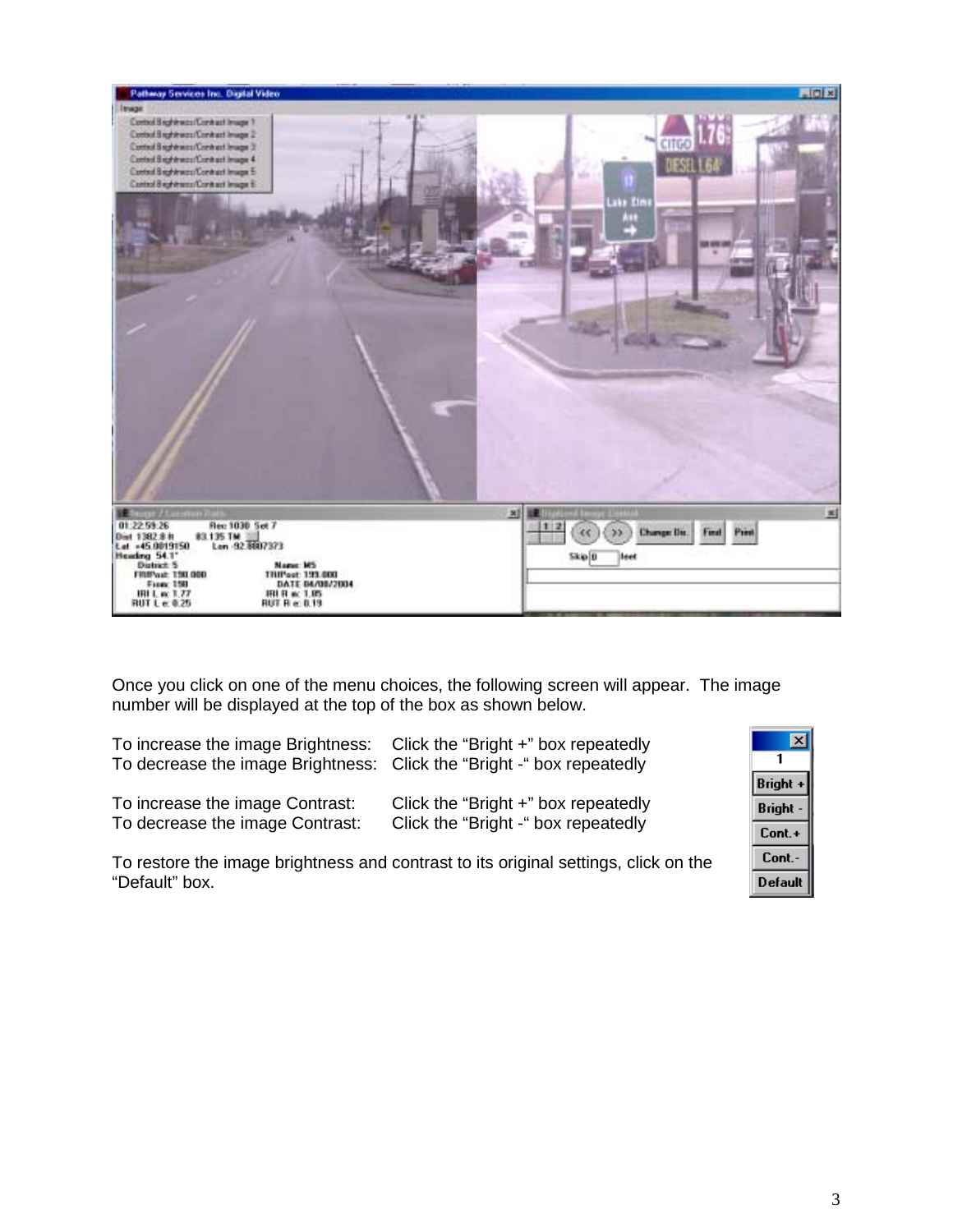Once you click on one of the menu choices, the following screen will appear. The image number will be displayed at the top of the box as shown below.

To increase the image Brightness: Click the “Bright +” box repeatedly
To decrease the image Brightness: Click the “Bright -“ box repeatedly

To increase the image Contrast: Click the “Bright +” box repeatedly
To decrease the image Contrast: Click the “Bright -“ box repeatedly

To restore the image brightness and contrast to its original settings, click on the “Default” box.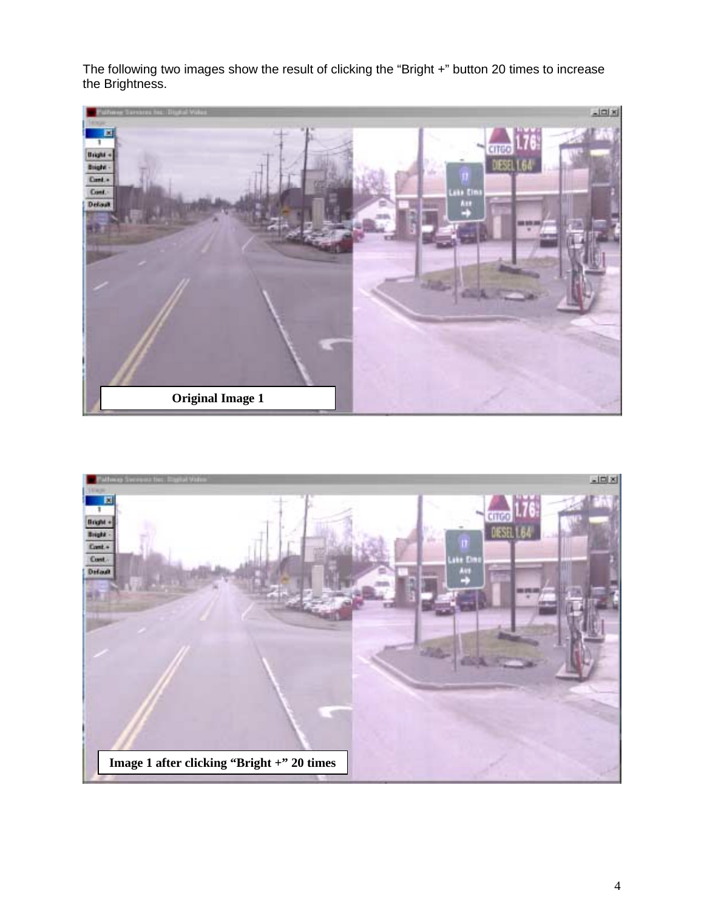The following two images show the result of clicking the “Bright +” button 20 times to increase the Brightness.

Original Image 1

Image 1 after clicking “Bright +” 20 times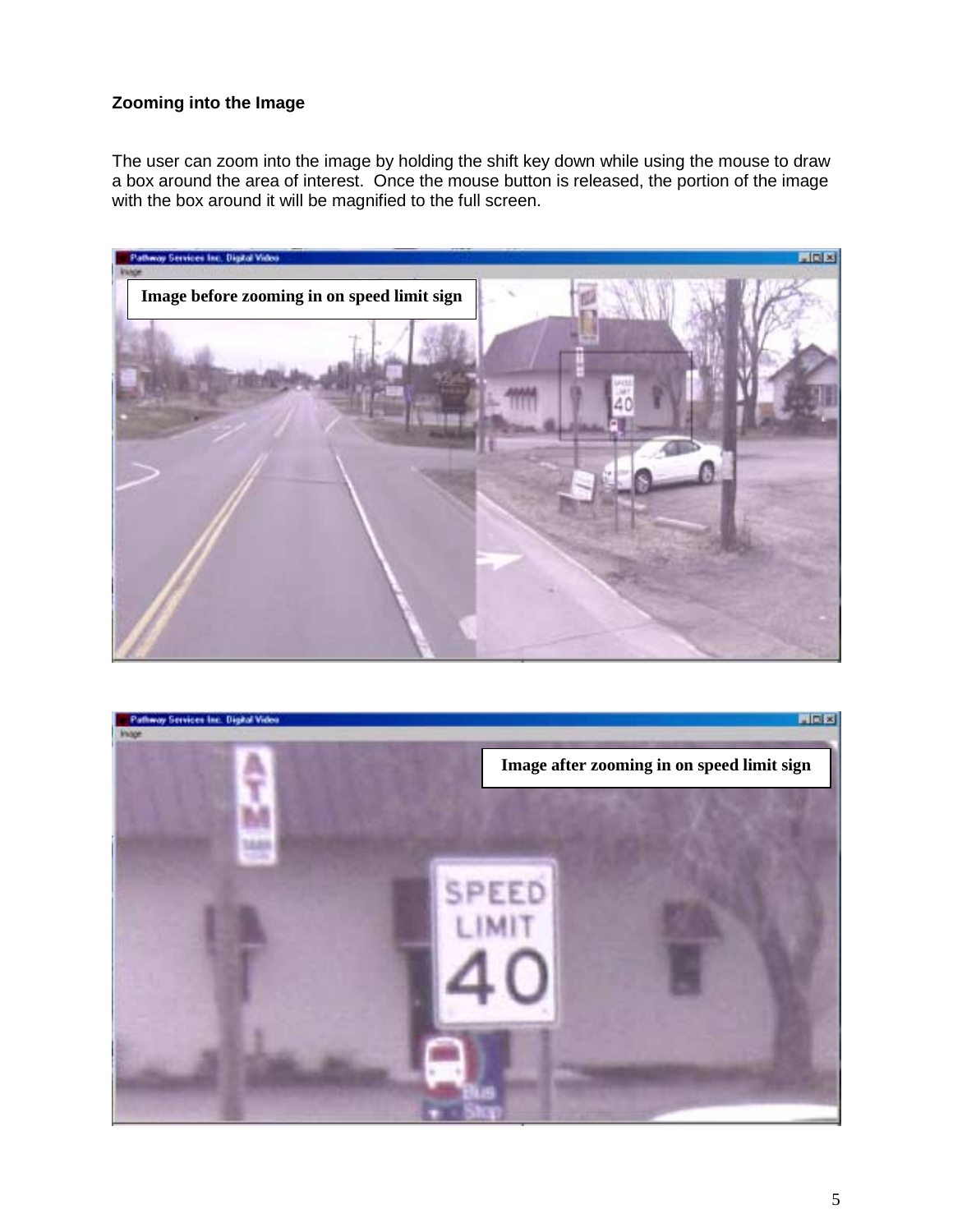**Zooming into the Image**

The user can zoom into the image by holding the shift key down while using the mouse to draw a box around the area of interest. Once the mouse button is released, the portion of the image with the box around it will be magnified to the full screen.

Image before zooming in on speed limit sign

Image after zooming in on speed limit sign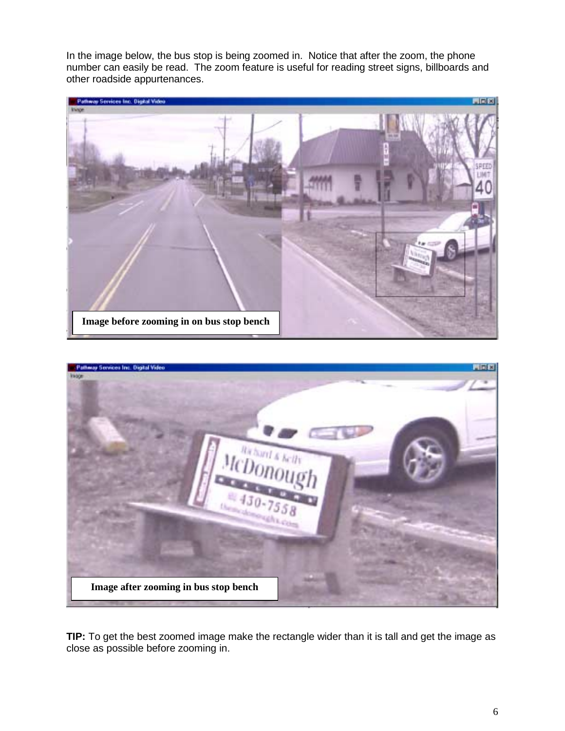In the image below, the bus stop is being zoomed in. Notice that after the zoom, the phone number can easily be read. The zoom feature is useful for reading street signs, billboards and other roadside appurtenances.

**Image before zooming in on bus stop bench**

**Image after zooming in bus stop bench**

**TIP:** To get the best zoomed image make the rectangle wider than it is tall and get the image as close as possible before zooming in.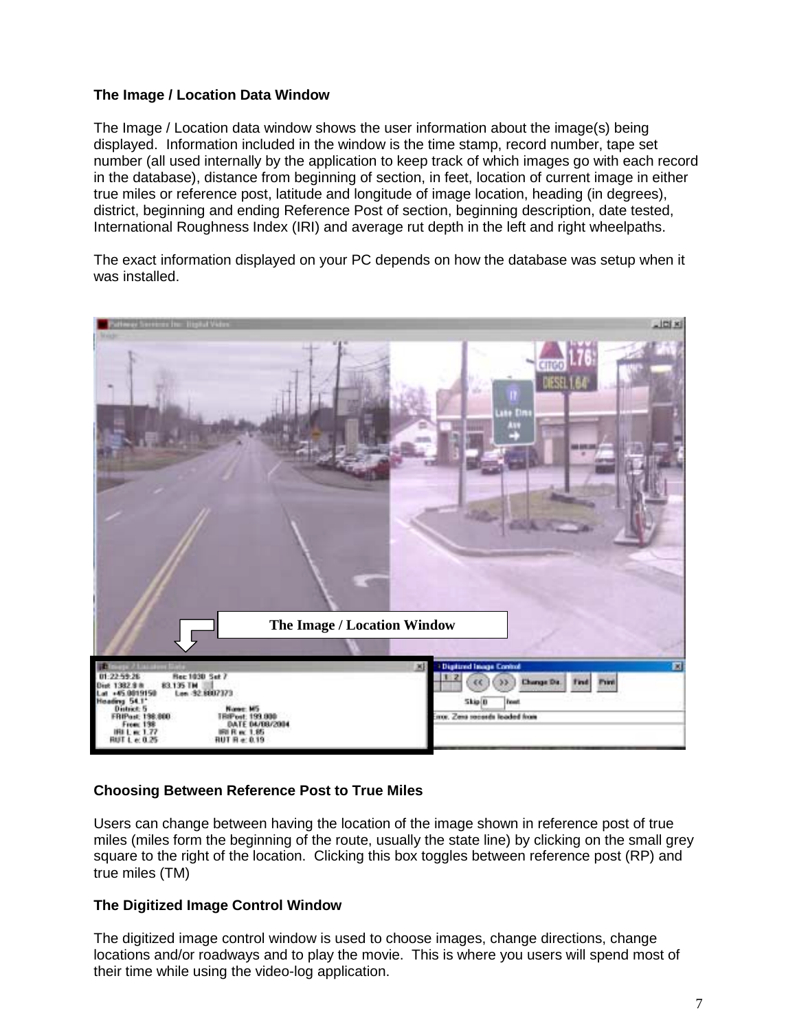### The Image / Location Data Window

The Image / Location data window shows the user information about the image(s) being displayed. Information included in the window is the time stamp, record number, tape set number (all used internally by the application to keep track of which images go with each record in the database), distance from beginning of section, in feet, location of current image in either true miles or reference post, latitude and longitude of image location, heading (in degrees), district, beginning and ending Reference Post of section, beginning description, date tested, International Roughness Index (IRI) and average rut depth in the left and right wheelpaths.

The exact information displayed on your PC depends on how the database was setup when it was installed.

The Image / Location Window

### Choosing Between Reference Post to True Miles

Users can change between having the location of the image shown in reference post of true miles (miles form the beginning of the route, usually the state line) by clicking on the small grey square to the right of the location. Clicking this box toggles between reference post (RP) and true miles (TM)

### The Digitized Image Control Window

The digitized image control window is used to choose images, change directions, change locations and/or roadways and to play the movie. This is where you users will spend most of their time while using the video-log application.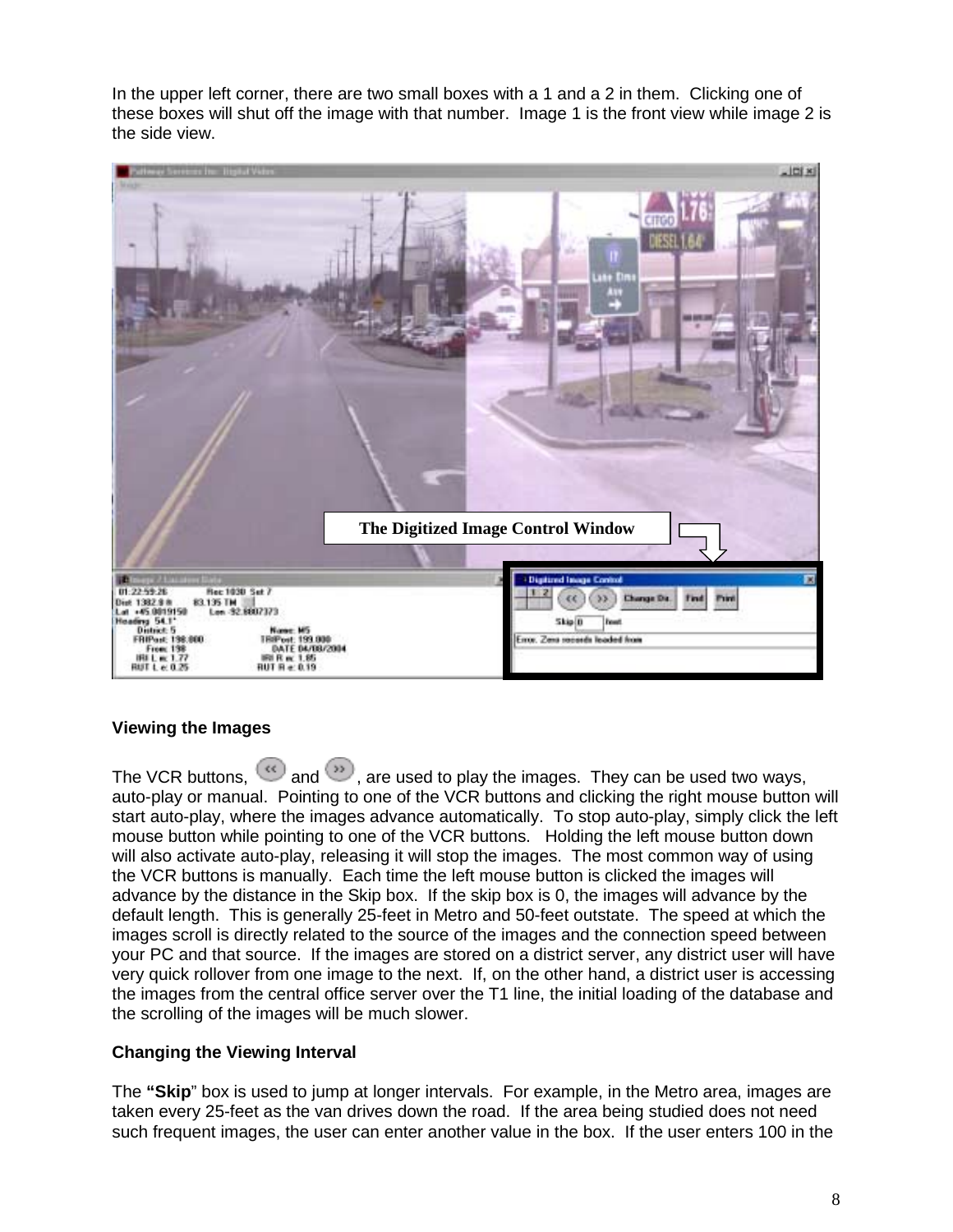In the upper left corner, there are two small boxes with a 1 and a 2 in them. Clicking one of these boxes will shut off the image with that number. Image 1 is the front view while image 2 is the side view.

The Digitized Image Control Window

**Viewing the Images**

The VCR buttons, << and >>, are used to play the images. They can be used two ways, auto-play or manual. Pointing to one of the VCR buttons and clicking the right mouse button will start auto-play, where the images advance automatically. To stop auto-play, simply click the left mouse button while pointing to one of the VCR buttons. Holding the left mouse button down will also activate auto-play, releasing it will stop the images. The most common way of using the VCR buttons is manually. Each time the left mouse button is clicked the images will advance by the distance in the Skip box. If the skip box is 0, the images will advance by the default length. This is generally 25-feet in Metro and 50-feet outstate. The speed at which the images scroll is directly related to the source of the images and the connection speed between your PC and that source. If the images are stored on a district server, any district user will have very quick rollover from one image to the next. If, on the other hand, a district user is accessing the images from the central office server over the T1 line, the initial loading of the database and the scrolling of the images will be much slower.

**Changing the Viewing Interval**

The **"Skip**" box is used to jump at longer intervals. For example, in the Metro area, images are taken every 25-feet as the van drives down the road. If the area being studied does not need such frequent images, the user can enter another value in the box. If the user enters 100 in the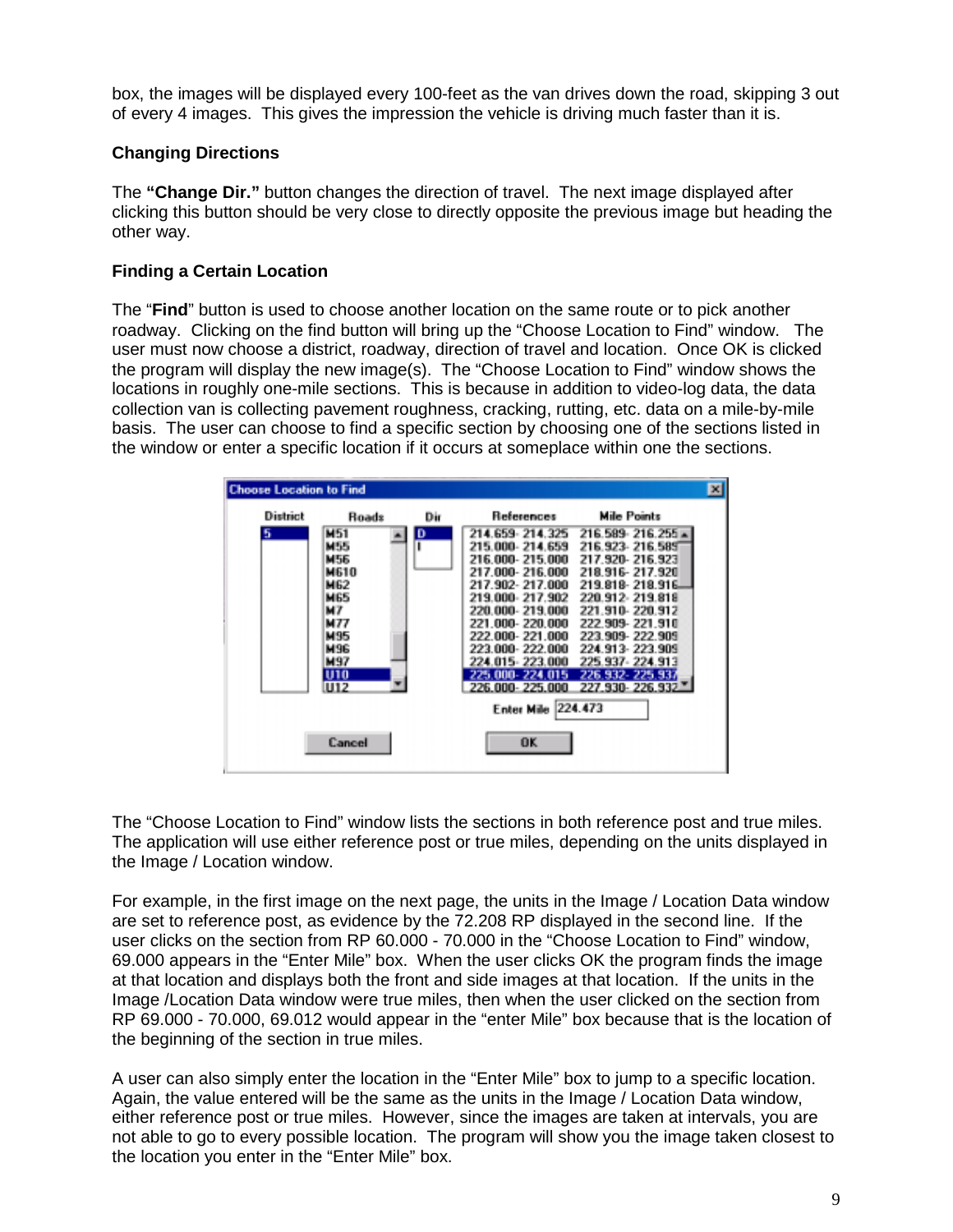box, the images will be displayed every 100-feet as the van drives down the road, skipping 3 out of every 4 images. This gives the impression the vehicle is driving much faster than it is.

### Changing Directions

The **"Change Dir."** button changes the direction of travel. The next image displayed after clicking this button should be very close to directly opposite the previous image but heading the other way.

### Finding a Certain Location

The "**Find**" button is used to choose another location on the same route or to pick another roadway. Clicking on the find button will bring up the "Choose Location to Find" window. The user must now choose a district, roadway, direction of travel and location. Once OK is clicked the program will display the new image(s). The "Choose Location to Find" window shows the locations in roughly one-mile sections. This is because in addition to video-log data, the data collection van is collecting pavement roughness, cracking, rutting, etc. data on a mile-by-mile basis. The user can choose to find a specific section by choosing one of the sections listed in the window or enter a specific location if it occurs at someplace within one the sections.

The "Choose Location to Find" window lists the sections in both reference post and true miles. The application will use either reference post or true miles, depending on the units displayed in the Image / Location window.

For example, in the first image on the next page, the units in the Image / Location Data window are set to reference post, as evidence by the 72.208 RP displayed in the second line. If the user clicks on the section from RP 60.000 - 70.000 in the "Choose Location to Find" window, 69.000 appears in the "Enter Mile" box. When the user clicks OK the program finds the image at that location and displays both the front and side images at that location. If the units in the Image /Location Data window were true miles, then when the user clicked on the section from RP 69.000 - 70.000, 69.012 would appear in the "enter Mile" box because that is the location of the beginning of the section in true miles.

A user can also simply enter the location in the "Enter Mile" box to jump to a specific location. Again, the value entered will be the same as the units in the Image / Location Data window, either reference post or true miles. However, since the images are taken at intervals, you are not able to go to every possible location. The program will show you the image taken closest to the location you enter in the "Enter Mile" box.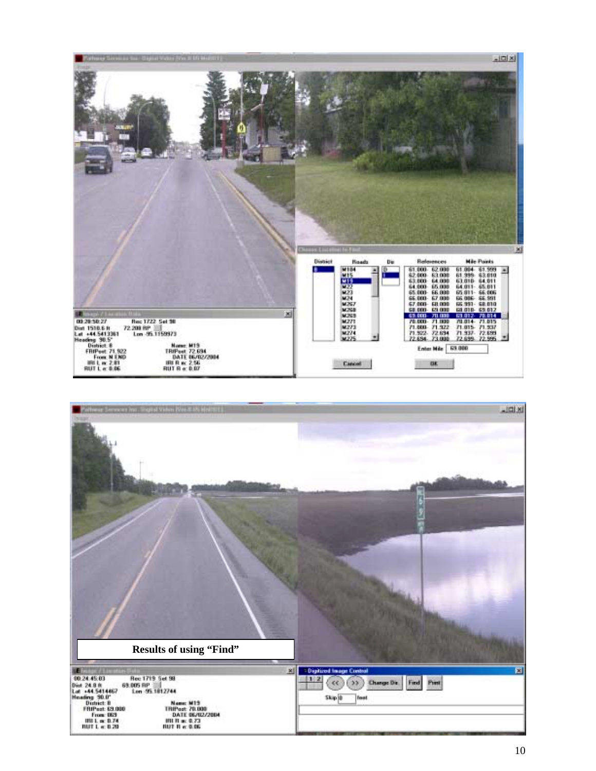Results of using "Find"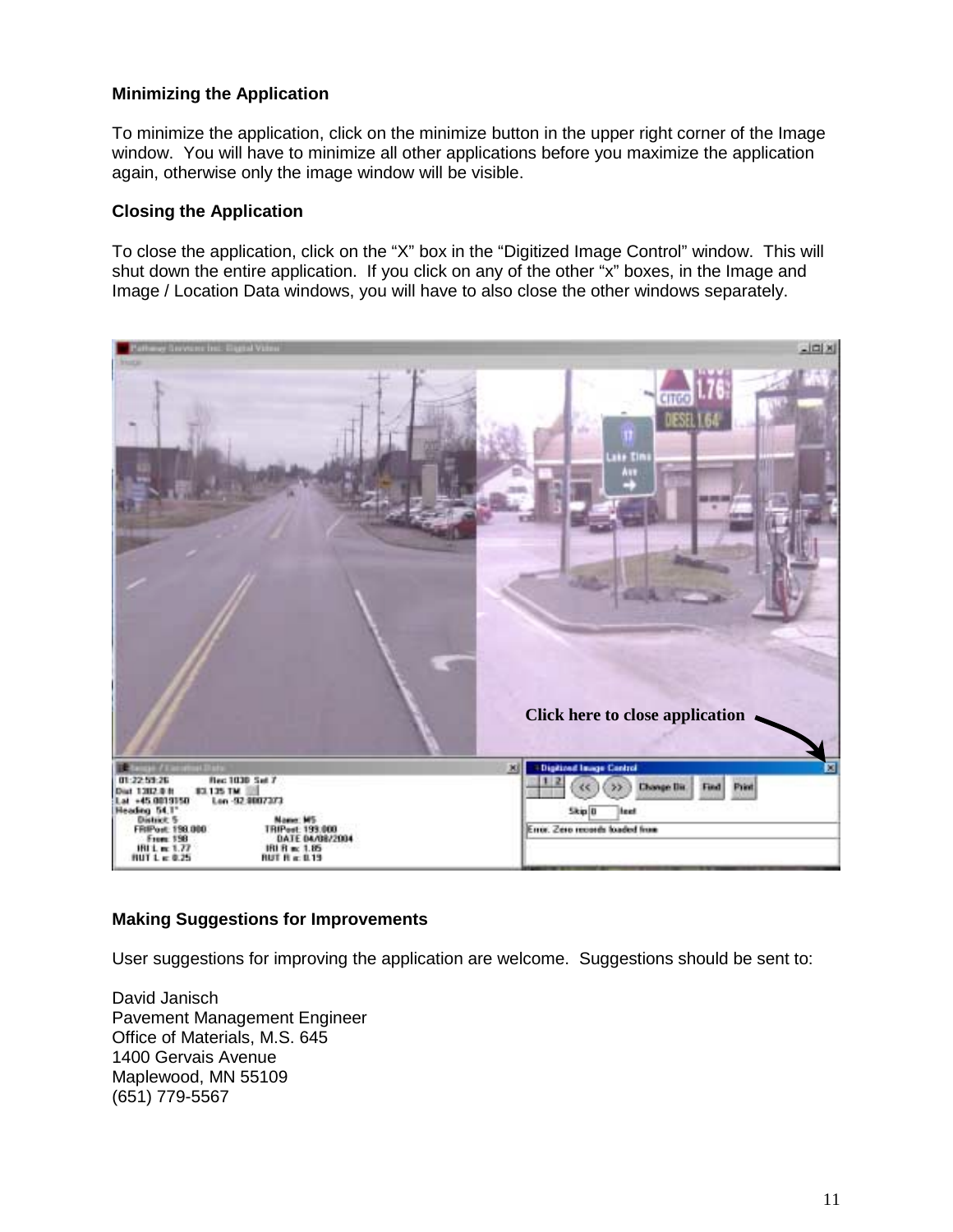### Minimizing the Application

To minimize the application, click on the minimize button in the upper right corner of the Image window. You will have to minimize all other applications before you maximize the application again, otherwise only the image window will be visible.

### Closing the Application

To close the application, click on the “X” box in the “Digitized Image Control” window. This will shut down the entire application. If you click on any of the other “x” boxes, in the Image and Image / Location Data windows, you will have to also close the other windows separately.

Click here to close application

### Making Suggestions for Improvements

User suggestions for improving the application are welcome. Suggestions should be sent to:

David Janisch
Pavement Management Engineer
Office of Materials, M.S. 645
1400 Gervais Avenue
Maplewood, MN 55109
(651) 779-5567